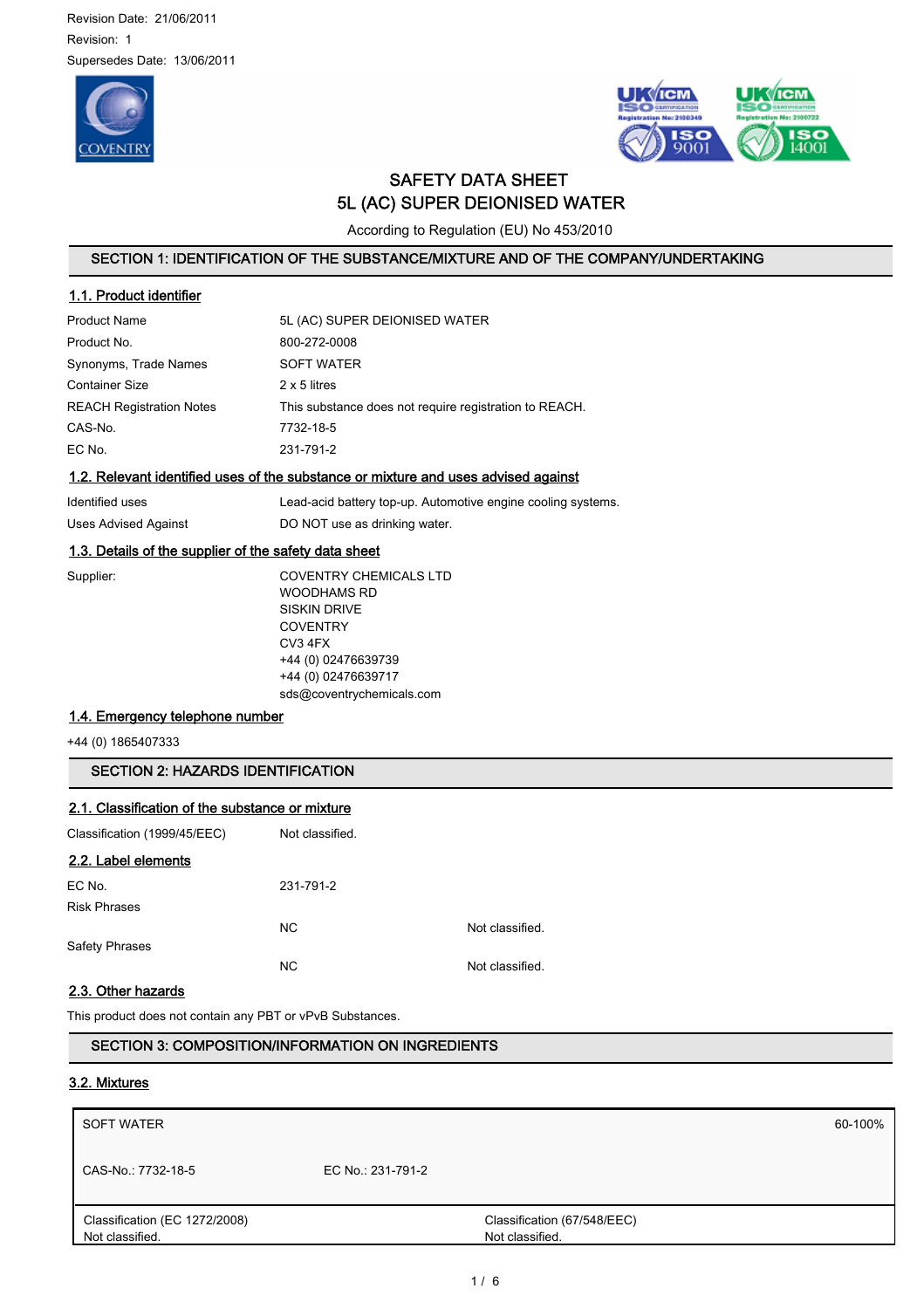Revision Date: 21/06/2011

Revision: 1

Supersedes Date: 13/06/2011

# SAFETY DATA SHEET
# 5L (AC) SUPER DEIONISED WATER

According to Regulation (EU) No 453/2010

## SECTION 1: IDENTIFICATION OF THE SUBSTANCE/MIXTURE AND OF THE COMPANY/UNDERTAKING

### 1.1. Product identifier

| | |
|---|---|
| Product Name | 5L (AC) SUPER DEIONISED WATER |
| Product No. | 800-272-0008 |
| Synonyms, Trade Names | SOFT WATER |
| Container Size | 2 x 5 litres |
| REACH Registration Notes | This substance does not require registration to REACH. |
| CAS-No. | 7732-18-5 |
| EC No. | 231-791-2 |

### 1.2. Relevant identified uses of the substance or mixture and uses advised against

| | |
|---|---|
| Identified uses | Lead-acid battery top-up. Automotive engine cooling systems. |
| Uses Advised Against | DO NOT use as drinking water. |

### 1.3. Details of the supplier of the safety data sheet

Supplier:

COVENTRY CHEMICALS LTD
WOODHAMS RD
SISKIN DRIVE
COVENTRY
CV3 4FX
+44 (0) 02476639739
+44 (0) 02476639717
sds@coventrychemicals.com

### 1.4. Emergency telephone number

+44 (0) 1865407333

## SECTION 2: HAZARDS IDENTIFICATION

### 2.1. Classification of the substance or mixture

| | |
|---|---|
| Classification (1999/45/EEC) | Not classified. |

### 2.2. Label elements

| | | |
|---|---|---|
| EC No. | 231-791-2 | |
| Risk Phrases | | |
| | NC | Not classified. |
| Safety Phrases | | |
| | NC | Not classified. |

### 2.3. Other hazards

This product does not contain any PBT or vPvB Substances.

## SECTION 3: COMPOSITION/INFORMATION ON INGREDIENTS

### 3.2. Mixtures

| SOFT WATER | | 60-100% |
|---|---|---|
| CAS-No.: 7732-18-5 | EC No.: 231-791-2 | |
| Classification (EC 1272/2008)<br>Not classified. | Classification (67/548/EEC)<br>Not classified. | |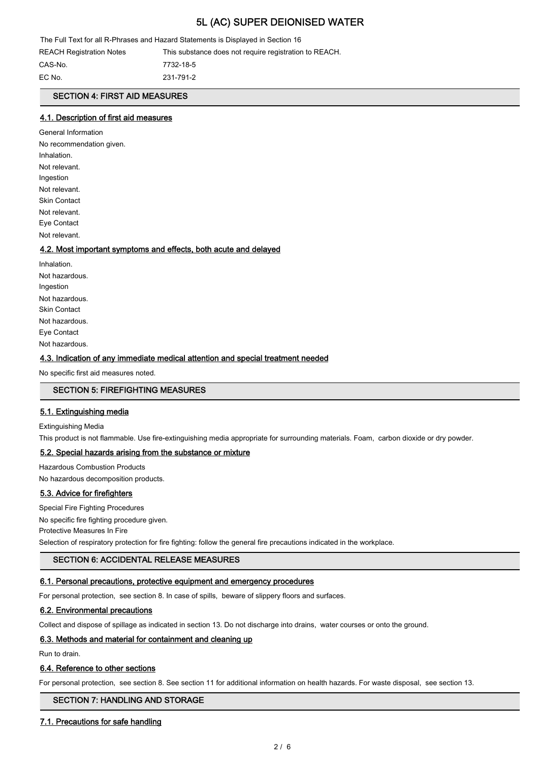The Full Text for all R-Phrases and Hazard Statements is Displayed in Section 16

| | |
|---|---|
| REACH Registration Notes | This substance does not require registration to REACH. |
| CAS-No. | 7732-18-5 |
| EC No. | 231-791-2 |

## SECTION 4: FIRST AID MEASURES

### 4.1. Description of first aid measures

General Information

No recommendation given.

Inhalation.

Not relevant.

Ingestion

Not relevant.

Skin Contact

Not relevant.

Eye Contact

Not relevant.

### 4.2. Most important symptoms and effects, both acute and delayed

Inhalation.

Not hazardous.

Ingestion

Not hazardous.

Skin Contact

Not hazardous.

Eye Contact

Not hazardous.

### 4.3. Indication of any immediate medical attention and special treatment needed

No specific first aid measures noted.

## SECTION 5: FIREFIGHTING MEASURES

### 5.1. Extinguishing media

Extinguishing Media

This product is not flammable. Use fire-extinguishing media appropriate for surrounding materials. Foam, carbon dioxide or dry powder.

### 5.2. Special hazards arising from the substance or mixture

Hazardous Combustion Products

No hazardous decomposition products.

### 5.3. Advice for firefighters

Special Fire Fighting Procedures

No specific fire fighting procedure given.

Protective Measures In Fire

Selection of respiratory protection for fire fighting: follow the general fire precautions indicated in the workplace.

## SECTION 6: ACCIDENTAL RELEASE MEASURES

### 6.1. Personal precautions, protective equipment and emergency procedures

For personal protection, see section 8. In case of spills, beware of slippery floors and surfaces.

### 6.2. Environmental precautions

Collect and dispose of spillage as indicated in section 13. Do not discharge into drains, water courses or onto the ground.

### 6.3. Methods and material for containment and cleaning up

Run to drain.

### 6.4. Reference to other sections

For personal protection, see section 8. See section 11 for additional information on health hazards. For waste disposal, see section 13.

## SECTION 7: HANDLING AND STORAGE

### 7.1. Precautions for safe handling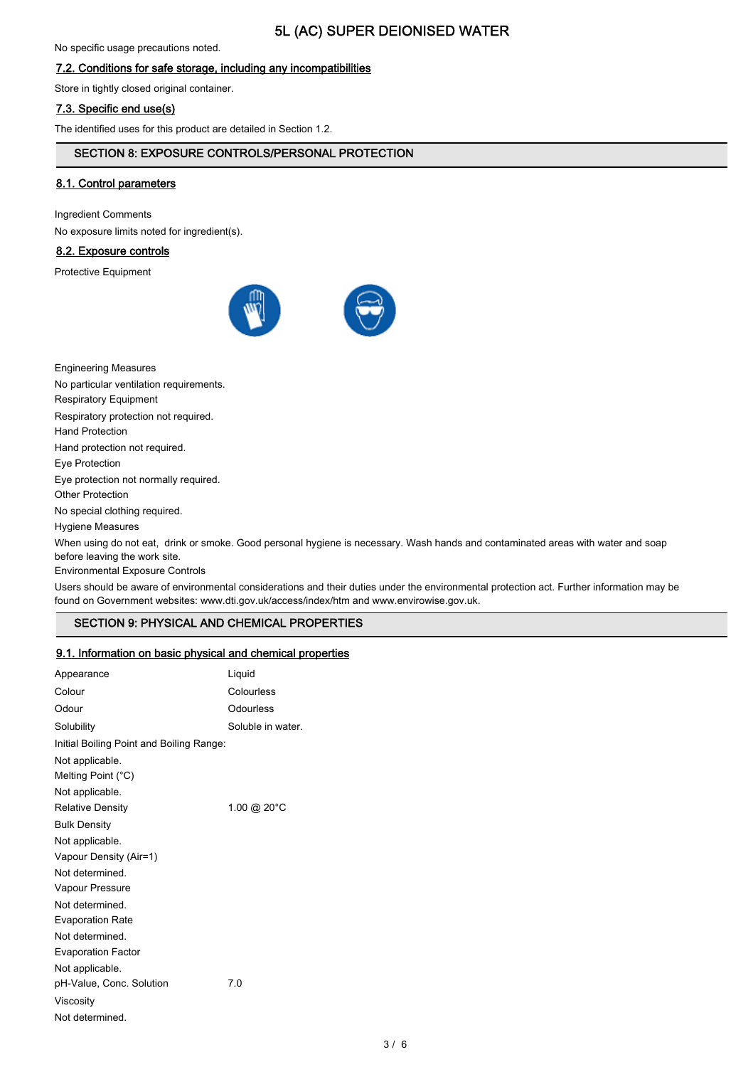No specific usage precautions noted.

### 7.2. Conditions for safe storage, including any incompatibilities

Store in tightly closed original container.

### 7.3. Specific end use(s)

The identified uses for this product are detailed in Section 1.2.

## SECTION 8: EXPOSURE CONTROLS/PERSONAL PROTECTION

### 8.1. Control parameters

Ingredient Comments

No exposure limits noted for ingredient(s).

### 8.2. Exposure controls

Protective Equipment

Engineering Measures

No particular ventilation requirements.

Respiratory Equipment

Respiratory protection not required.

Hand Protection

Hand protection not required.

Eye Protection

Eye protection not normally required.

Other Protection

No special clothing required.

Hygiene Measures

When using do not eat, drink or smoke. Good personal hygiene is necessary. Wash hands and contaminated areas with water and soap before leaving the work site.

Environmental Exposure Controls

Users should be aware of environmental considerations and their duties under the environmental protection act. Further information may be found on Government websites: www.dti.gov.uk/access/index/htm and www.envirowise.gov.uk.

## SECTION 9: PHYSICAL AND CHEMICAL PROPERTIES

### 9.1. Information on basic physical and chemical properties

| | |
|---|---|
| Appearance | Liquid |
| Colour | Colourless |
| Odour | Odourless |
| Solubility | Soluble in water. |

Initial Boiling Point and Boiling Range:

Not applicable.

Melting Point (°C)

Not applicable.

| | |
|---|---|
| Relative Density | 1.00 @ 20°C |

Bulk Density

Not applicable.

Vapour Density (Air=1)

Not determined.

Vapour Pressure

Not determined.

Evaporation Rate

Not determined.

Evaporation Factor

Not applicable.

| | |
|---|---|
| pH-Value, Conc. Solution | 7.0 |

Viscosity

Not determined.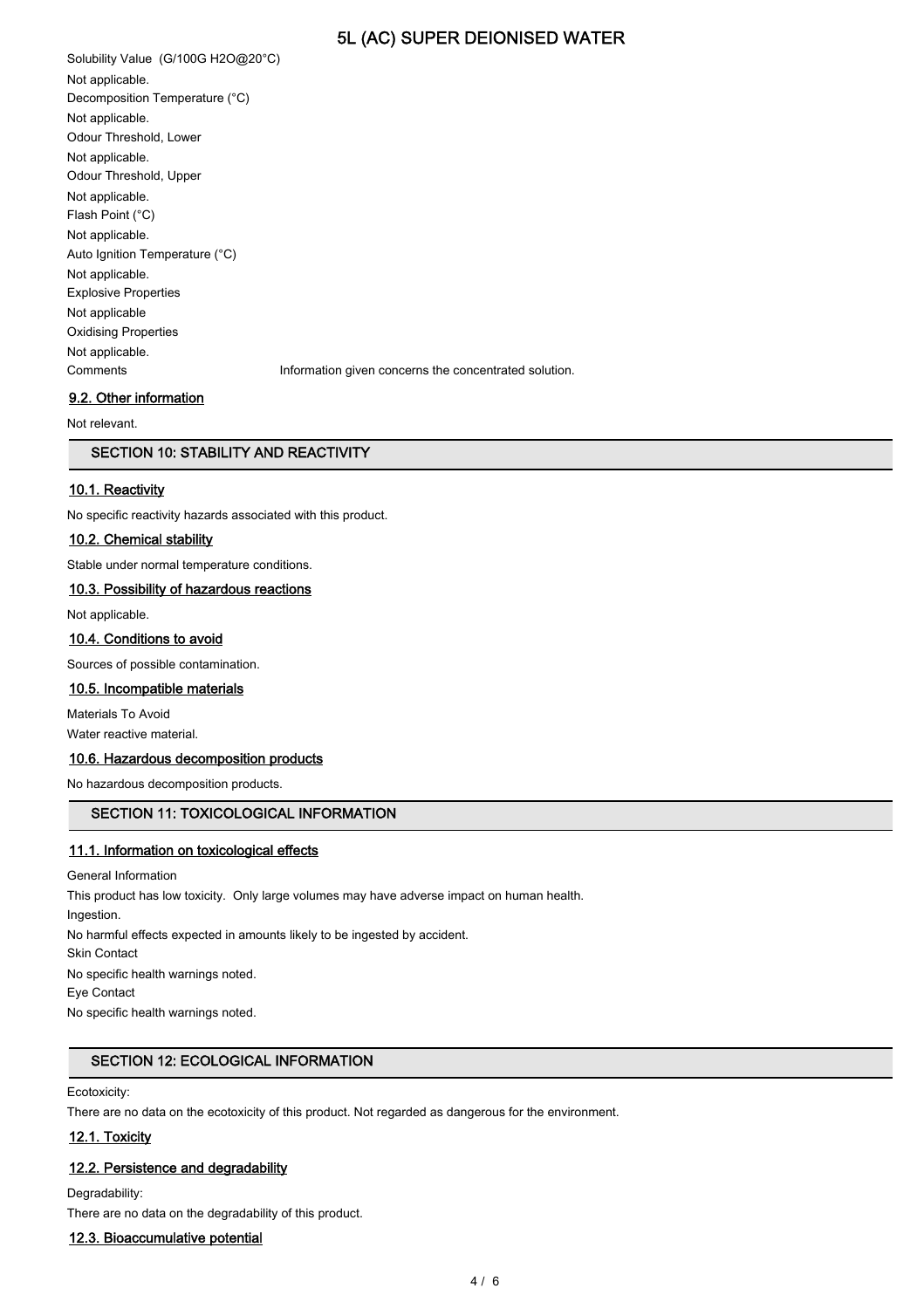Solubility Value (G/100G H2O@20°C)

Not applicable.

Decomposition Temperature (°C)

Not applicable.

Odour Threshold, Lower

Not applicable.

Odour Threshold, Upper

Not applicable.

Flash Point (°C)

Not applicable.

Auto Ignition Temperature (°C)

Not applicable.

Explosive Properties

Not applicable

Oxidising Properties

Not applicable.

Comments Information given concerns the concentrated solution.

### 9.2. Other information

Not relevant.

## SECTION 10: STABILITY AND REACTIVITY

### 10.1. Reactivity

No specific reactivity hazards associated with this product.

### 10.2. Chemical stability

Stable under normal temperature conditions.

### 10.3. Possibility of hazardous reactions

Not applicable.

### 10.4. Conditions to avoid

Sources of possible contamination.

### 10.5. Incompatible materials

Materials To Avoid

Water reactive material.

### 10.6. Hazardous decomposition products

No hazardous decomposition products.

## SECTION 11: TOXICOLOGICAL INFORMATION

### 11.1. Information on toxicological effects

General Information

This product has low toxicity. Only large volumes may have adverse impact on human health.

Ingestion.

No harmful effects expected in amounts likely to be ingested by accident.

Skin Contact

No specific health warnings noted.

Eye Contact

No specific health warnings noted.

## SECTION 12: ECOLOGICAL INFORMATION

Ecotoxicity:

There are no data on the ecotoxicity of this product. Not regarded as dangerous for the environment.

### 12.1. Toxicity

### 12.2. Persistence and degradability

Degradability:

There are no data on the degradability of this product.

### 12.3. Bioaccumulative potential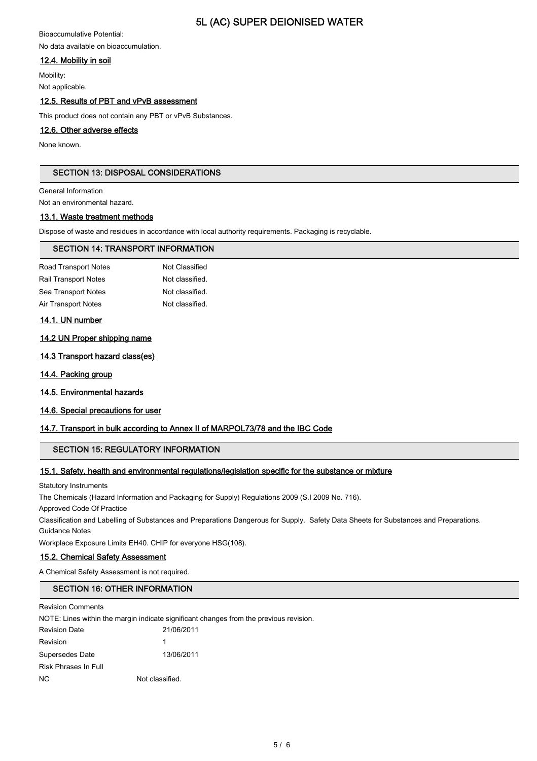Bioaccumulative Potential:

No data available on bioaccumulation.

### 12.4. Mobility in soil

Mobility:

Not applicable.

### 12.5. Results of PBT and vPvB assessment

This product does not contain any PBT or vPvB Substances.

### 12.6. Other adverse effects

None known.

## SECTION 13: DISPOSAL CONSIDERATIONS

General Information

Not an environmental hazard.

### 13.1. Waste treatment methods

Dispose of waste and residues in accordance with local authority requirements. Packaging is recyclable.

## SECTION 14: TRANSPORT INFORMATION

| | |
|---|---|
| Road Transport Notes | Not Classified |
| Rail Transport Notes | Not classified. |
| Sea Transport Notes | Not classified. |
| Air Transport Notes | Not classified. |

### 14.1. UN number

### 14.2 UN Proper shipping name

### 14.3 Transport hazard class(es)

### 14.4. Packing group

### 14.5. Environmental hazards

### 14.6. Special precautions for user

### 14.7. Transport in bulk according to Annex II of MARPOL73/78 and the IBC Code

## SECTION 15: REGULATORY INFORMATION

### 15.1. Safety, health and environmental regulations/legislation specific for the substance or mixture

Statutory Instruments

The Chemicals (Hazard Information and Packaging for Supply) Regulations 2009 (S.I 2009 No. 716).

Approved Code Of Practice

Classification and Labelling of Substances and Preparations Dangerous for Supply. Safety Data Sheets for Substances and Preparations.

Guidance Notes

Workplace Exposure Limits EH40. CHIP for everyone HSG(108).

### 15.2. Chemical Safety Assessment

A Chemical Safety Assessment is not required.

## SECTION 16: OTHER INFORMATION

Revision Comments

NOTE: Lines within the margin indicate significant changes from the previous revision.

| | |
|---|---|
| Revision Date | 21/06/2011 |
| Revision | 1 |
| Supersedes Date | 13/06/2011 |
| Risk Phrases In Full | |
| NC | Not classified. |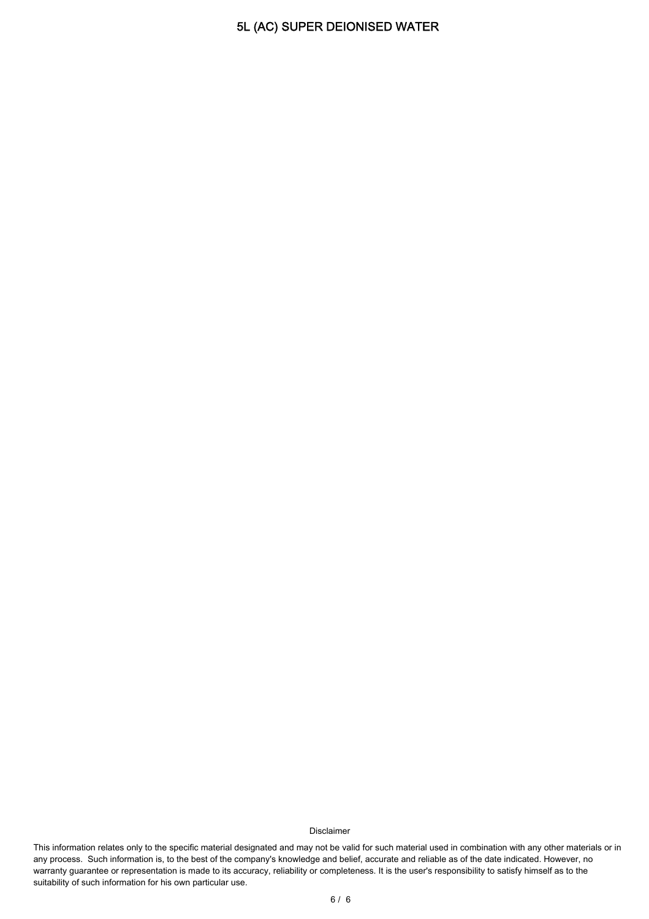Disclaimer

This information relates only to the specific material designated and may not be valid for such material used in combination with any other materials or in any process. Such information is, to the best of the company's knowledge and belief, accurate and reliable as of the date indicated. However, no warranty guarantee or representation is made to its accuracy, reliability or completeness. It is the user's responsibility to satisfy himself as to the suitability of such information for his own particular use.